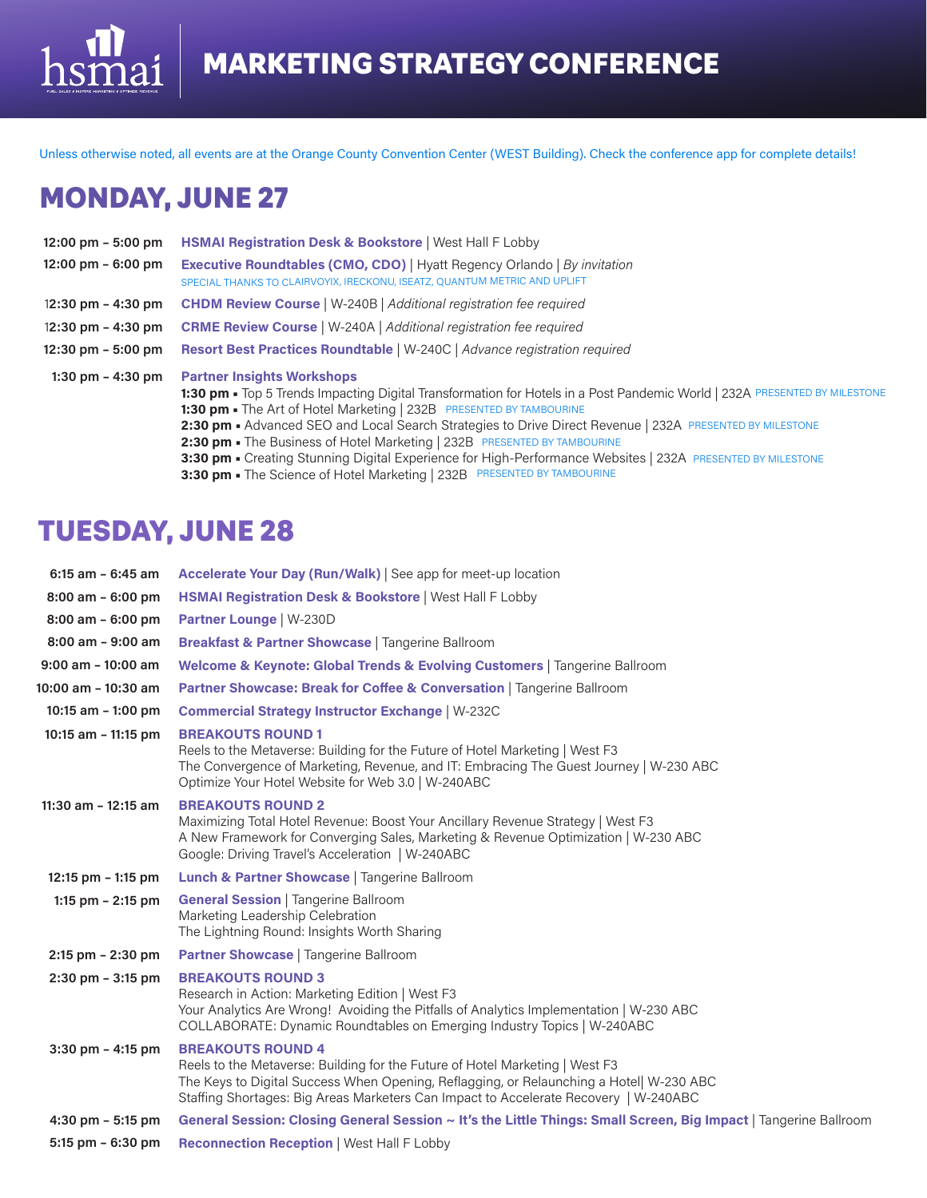# MARKETING STRATEGY CONFERENCE

Unless otherwise noted, all events are at the Orange County Convention Center (WEST Building). Check the conference app for complete details!

## MONDAY, JUNE 27

**12:00 pm – 5:00 pm** — **HSMAI Registration Desk & Bookstore** | West Hall F Lobby

**12:00 pm – 6:00 pm** — **Executive Roundtables (CMO, CDO)** | Hyatt Regency Orlando | *By invitation*
SPECIAL THANKS TO CLAIRVOYIX, IRECKONU, ISEATZ, QUANTUM METRIC AND UPLIFT

**12:30 pm – 4:30 pm** — **CHDM Review Course** | W-240B | *Additional registration fee required*

**12:30 pm – 4:30 pm** — **CRME Review Course** | W-240A | *Additional registration fee required*

**12:30 pm – 5:00 pm** — **Resort Best Practices Roundtable** | W-240C | *Advance registration required*

**1:30 pm – 4:30 pm** — **Partner Insights Workshops**

- **1:30 pm** ▪ Top 5 Trends Impacting Digital Transformation for Hotels in a Post Pandemic World | 232A PRESENTED BY MILESTONE
- **1:30 pm** ▪ The Art of Hotel Marketing | 232B PRESENTED BY TAMBOURINE
- **2:30 pm** ▪ Advanced SEO and Local Search Strategies to Drive Direct Revenue | 232A PRESENTED BY MILESTONE
- **2:30 pm** ▪ The Business of Hotel Marketing | 232B PRESENTED BY TAMBOURINE
- **3:30 pm** ▪ Creating Stunning Digital Experience for High-Performance Websites | 232A PRESENTED BY MILESTONE
- **3:30 pm** ▪ The Science of Hotel Marketing | 232B PRESENTED BY TAMBOURINE

## TUESDAY, JUNE 28

**6:15 am – 6:45 am** — **Accelerate Your Day (Run/Walk)** | See app for meet-up location

**8:00 am – 6:00 pm** — **HSMAI Registration Desk & Bookstore** | West Hall F Lobby

**8:00 am – 6:00 pm** — **Partner Lounge** | W-230D

**8:00 am – 9:00 am** — **Breakfast & Partner Showcase** | Tangerine Ballroom

**9:00 am – 10:00 am** — **Welcome & Keynote: Global Trends & Evolving Customers** | Tangerine Ballroom

**10:00 am – 10:30 am** — **Partner Showcase: Break for Coffee & Conversation** | Tangerine Ballroom

**10:15 am – 1:00 pm** — **Commercial Strategy Instructor Exchange** | W-232C

**10:15 am – 11:15 pm** — **BREAKOUTS ROUND 1**
Reels to the Metaverse: Building for the Future of Hotel Marketing | West F3
The Convergence of Marketing, Revenue, and IT: Embracing The Guest Journey | W-230 ABC
Optimize Your Hotel Website for Web 3.0 | W-240ABC

**11:30 am – 12:15 am** — **BREAKOUTS ROUND 2**
Maximizing Total Hotel Revenue: Boost Your Ancillary Revenue Strategy | West F3
A New Framework for Converging Sales, Marketing & Revenue Optimization | W-230 ABC
Google: Driving Travel's Acceleration | W-240ABC

**12:15 pm – 1:15 pm** — **Lunch & Partner Showcase** | Tangerine Ballroom

**1:15 pm – 2:15 pm** — **General Session** | Tangerine Ballroom
Marketing Leadership Celebration
The Lightning Round: Insights Worth Sharing

**2:15 pm – 2:30 pm** — **Partner Showcase** | Tangerine Ballroom

**2:30 pm – 3:15 pm** — **BREAKOUTS ROUND 3**
Research in Action: Marketing Edition | West F3
Your Analytics Are Wrong! Avoiding the Pitfalls of Analytics Implementation | W-230 ABC
COLLABORATE: Dynamic Roundtables on Emerging Industry Topics | W-240ABC

**3:30 pm – 4:15 pm** — **BREAKOUTS ROUND 4**
Reels to the Metaverse: Building for the Future of Hotel Marketing | West F3
The Keys to Digital Success When Opening, Reflagging, or Relaunching a Hotel| W-230 ABC
Staffing Shortages: Big Areas Marketers Can Impact to Accelerate Recovery | W-240ABC

**4:30 pm – 5:15 pm** — **General Session: Closing General Session ~ It's the Little Things: Small Screen, Big Impact** | Tangerine Ballroom

**5:15 pm – 6:30 pm** — **Reconnection Reception** | West Hall F Lobby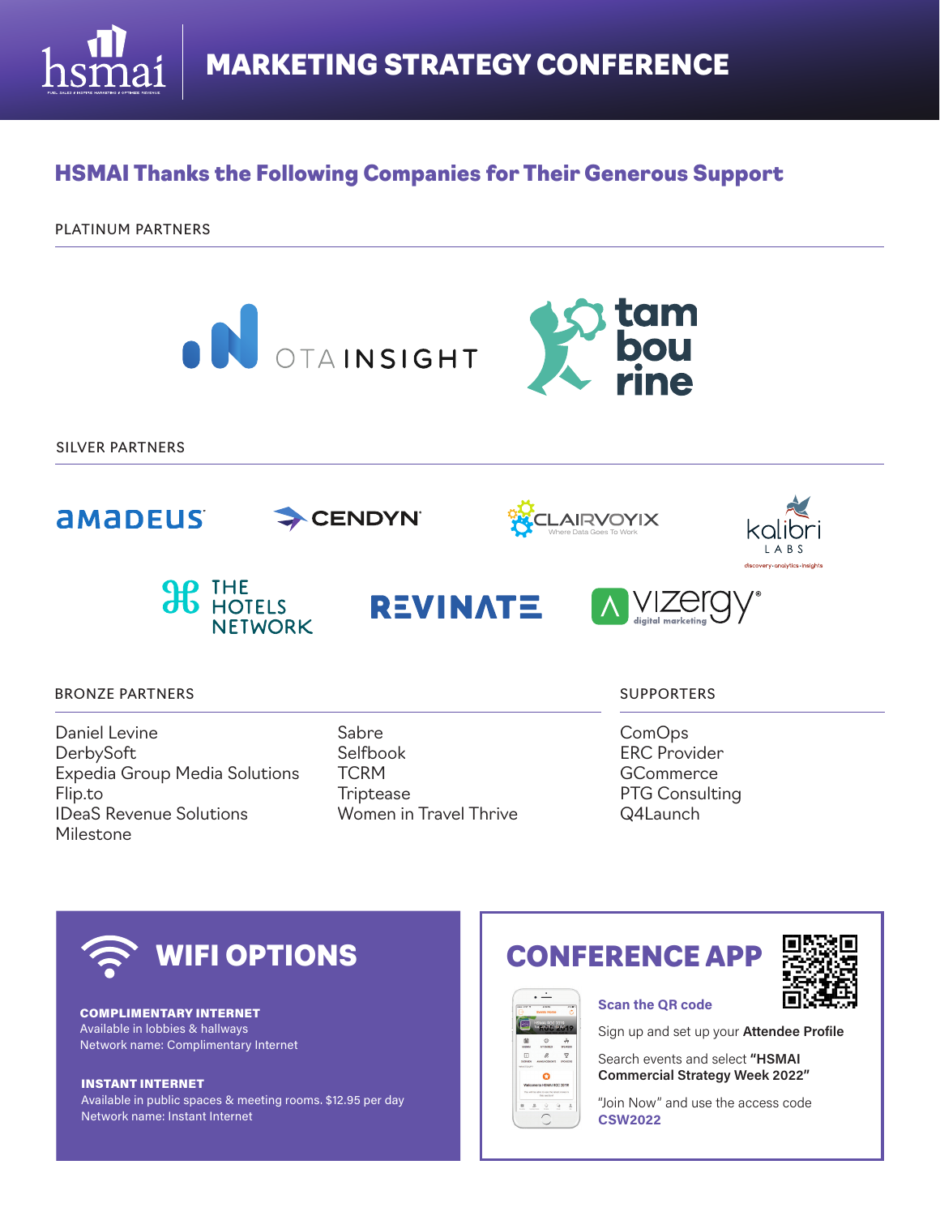# MARKETING STRATEGY CONFERENCE

## HSMAI Thanks the Following Companies for Their Generous Support

PLATINUM PARTNERS

OTA INSIGHT

tambourine

SILVER PARTNERS

AMADEUS

CENDYN

CLAIRVOYIX — Where Data Goes To Work

kalibri LABS — discovery·analytics·insights

THE HOTELS NETWORK

REVINATE

vizergy digital marketing

BRONZE PARTNERS

Daniel Levine
DerbySoft
Expedia Group Media Solutions
Flip.to
IDeaS Revenue Solutions
Milestone
Sabre
Selfbook
TCRM
Triptease
Women in Travel Thrive

SUPPORTERS

ComOps
ERC Provider
GCommerce
PTG Consulting
Q4Launch

## WIFI OPTIONS

**COMPLIMENTARY INTERNET**
Available in lobbies & hallways
Network name: Complimentary Internet

**INSTANT INTERNET**
Available in public spaces & meeting rooms. $12.95 per day
Network name: Instant Internet

## CONFERENCE APP

**Scan the QR code**

Sign up and set up your **Attendee Profile**

Search events and select **"HSMAI Commercial Strategy Week 2022"**

"Join Now" and use the access code **CSW2022**